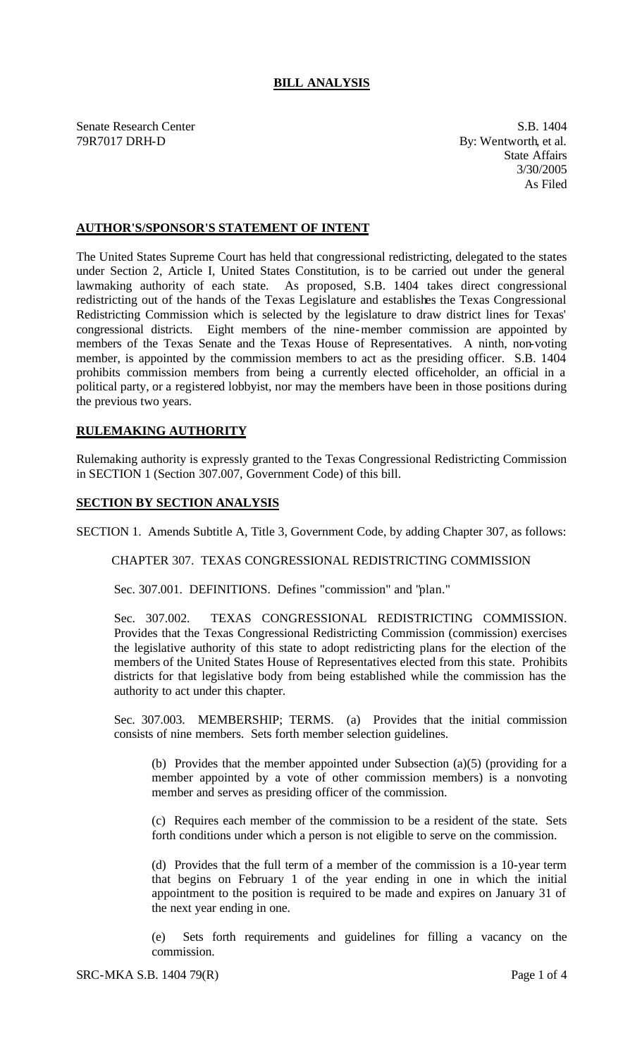# BILL ANALYSIS

Senate Research Center
79R7017 DRH-D

S.B. 1404
By: Wentworth, et al.
State Affairs
3/30/2005
As Filed

## AUTHOR'S/SPONSOR'S STATEMENT OF INTENT

The United States Supreme Court has held that congressional redistricting, delegated to the states under Section 2, Article I, United States Constitution, is to be carried out under the general lawmaking authority of each state. As proposed, S.B. 1404 takes direct congressional redistricting out of the hands of the Texas Legislature and establishes the Texas Congressional Redistricting Commission which is selected by the legislature to draw district lines for Texas' congressional districts. Eight members of the nine-member commission are appointed by members of the Texas Senate and the Texas House of Representatives. A ninth, non-voting member, is appointed by the commission members to act as the presiding officer. S.B. 1404 prohibits commission members from being a currently elected officeholder, an official in a political party, or a registered lobbyist, nor may the members have been in those positions during the previous two years.

## RULEMAKING AUTHORITY

Rulemaking authority is expressly granted to the Texas Congressional Redistricting Commission in SECTION 1 (Section 307.007, Government Code) of this bill.

## SECTION BY SECTION ANALYSIS

SECTION 1. Amends Subtitle A, Title 3, Government Code, by adding Chapter 307, as follows:

CHAPTER 307. TEXAS CONGRESSIONAL REDISTRICTING COMMISSION

Sec. 307.001. DEFINITIONS. Defines "commission" and "plan."

Sec. 307.002. TEXAS CONGRESSIONAL REDISTRICTING COMMISSION. Provides that the Texas Congressional Redistricting Commission (commission) exercises the legislative authority of this state to adopt redistricting plans for the election of the members of the United States House of Representatives elected from this state. Prohibits districts for that legislative body from being established while the commission has the authority to act under this chapter.

Sec. 307.003. MEMBERSHIP; TERMS. (a) Provides that the initial commission consists of nine members. Sets forth member selection guidelines.

(b) Provides that the member appointed under Subsection (a)(5) (providing for a member appointed by a vote of other commission members) is a nonvoting member and serves as presiding officer of the commission.

(c) Requires each member of the commission to be a resident of the state. Sets forth conditions under which a person is not eligible to serve on the commission.

(d) Provides that the full term of a member of the commission is a 10-year term that begins on February 1 of the year ending in one in which the initial appointment to the position is required to be made and expires on January 31 of the next year ending in one.

(e) Sets forth requirements and guidelines for filling a vacancy on the commission.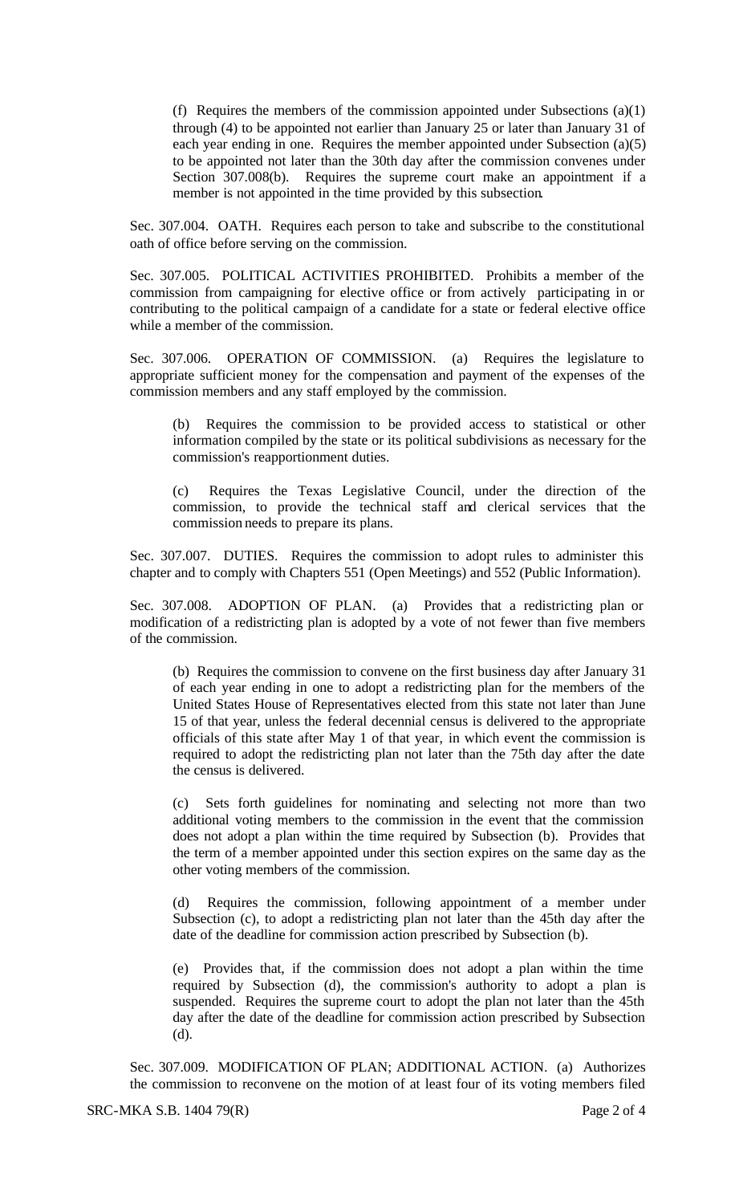(f) Requires the members of the commission appointed under Subsections (a)(1) through (4) to be appointed not earlier than January 25 or later than January 31 of each year ending in one. Requires the member appointed under Subsection (a)(5) to be appointed not later than the 30th day after the commission convenes under Section 307.008(b). Requires the supreme court make an appointment if a member is not appointed in the time provided by this subsection.

Sec. 307.004. OATH. Requires each person to take and subscribe to the constitutional oath of office before serving on the commission.

Sec. 307.005. POLITICAL ACTIVITIES PROHIBITED. Prohibits a member of the commission from campaigning for elective office or from actively participating in or contributing to the political campaign of a candidate for a state or federal elective office while a member of the commission.

Sec. 307.006. OPERATION OF COMMISSION. (a) Requires the legislature to appropriate sufficient money for the compensation and payment of the expenses of the commission members and any staff employed by the commission.

(b) Requires the commission to be provided access to statistical or other information compiled by the state or its political subdivisions as necessary for the commission's reapportionment duties.

(c) Requires the Texas Legislative Council, under the direction of the commission, to provide the technical staff and clerical services that the commission needs to prepare its plans.

Sec. 307.007. DUTIES. Requires the commission to adopt rules to administer this chapter and to comply with Chapters 551 (Open Meetings) and 552 (Public Information).

Sec. 307.008. ADOPTION OF PLAN. (a) Provides that a redistricting plan or modification of a redistricting plan is adopted by a vote of not fewer than five members of the commission.

(b) Requires the commission to convene on the first business day after January 31 of each year ending in one to adopt a redistricting plan for the members of the United States House of Representatives elected from this state not later than June 15 of that year, unless the federal decennial census is delivered to the appropriate officials of this state after May 1 of that year, in which event the commission is required to adopt the redistricting plan not later than the 75th day after the date the census is delivered.

(c) Sets forth guidelines for nominating and selecting not more than two additional voting members to the commission in the event that the commission does not adopt a plan within the time required by Subsection (b). Provides that the term of a member appointed under this section expires on the same day as the other voting members of the commission.

(d) Requires the commission, following appointment of a member under Subsection (c), to adopt a redistricting plan not later than the 45th day after the date of the deadline for commission action prescribed by Subsection (b).

(e) Provides that, if the commission does not adopt a plan within the time required by Subsection (d), the commission's authority to adopt a plan is suspended. Requires the supreme court to adopt the plan not later than the 45th day after the date of the deadline for commission action prescribed by Subsection (d).

Sec. 307.009. MODIFICATION OF PLAN; ADDITIONAL ACTION. (a) Authorizes the commission to reconvene on the motion of at least four of its voting members filed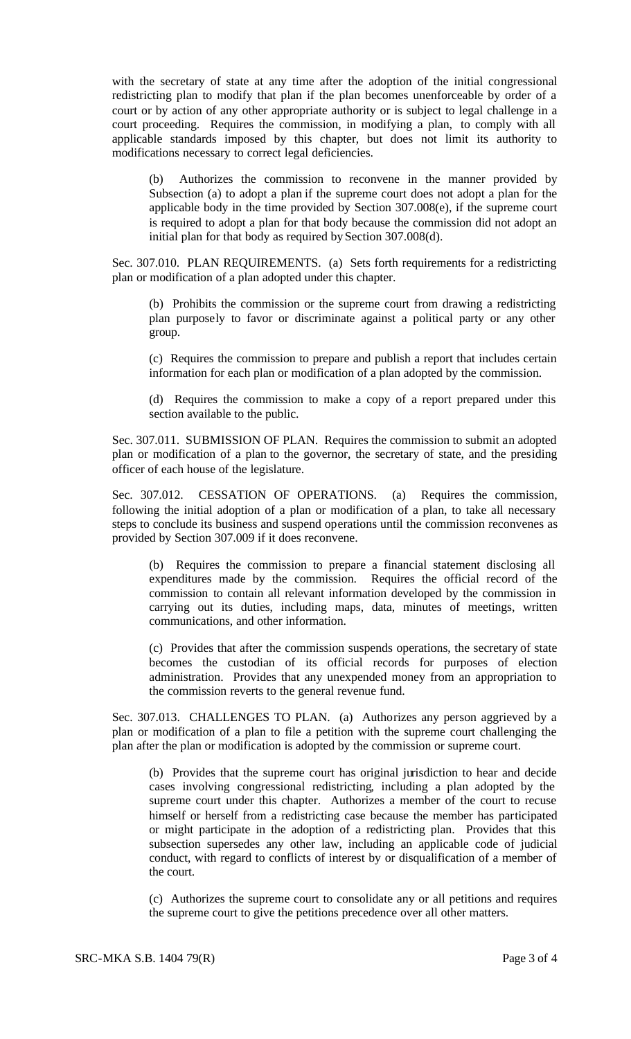with the secretary of state at any time after the adoption of the initial congressional redistricting plan to modify that plan if the plan becomes unenforceable by order of a court or by action of any other appropriate authority or is subject to legal challenge in a court proceeding. Requires the commission, in modifying a plan, to comply with all applicable standards imposed by this chapter, but does not limit its authority to modifications necessary to correct legal deficiencies.

(b) Authorizes the commission to reconvene in the manner provided by Subsection (a) to adopt a plan if the supreme court does not adopt a plan for the applicable body in the time provided by Section 307.008(e), if the supreme court is required to adopt a plan for that body because the commission did not adopt an initial plan for that body as required by Section 307.008(d).

Sec. 307.010. PLAN REQUIREMENTS. (a) Sets forth requirements for a redistricting plan or modification of a plan adopted under this chapter.

(b) Prohibits the commission or the supreme court from drawing a redistricting plan purposely to favor or discriminate against a political party or any other group.

(c) Requires the commission to prepare and publish a report that includes certain information for each plan or modification of a plan adopted by the commission.

(d) Requires the commission to make a copy of a report prepared under this section available to the public.

Sec. 307.011. SUBMISSION OF PLAN. Requires the commission to submit an adopted plan or modification of a plan to the governor, the secretary of state, and the presiding officer of each house of the legislature.

Sec. 307.012. CESSATION OF OPERATIONS. (a) Requires the commission, following the initial adoption of a plan or modification of a plan, to take all necessary steps to conclude its business and suspend operations until the commission reconvenes as provided by Section 307.009 if it does reconvene.

(b) Requires the commission to prepare a financial statement disclosing all expenditures made by the commission. Requires the official record of the commission to contain all relevant information developed by the commission in carrying out its duties, including maps, data, minutes of meetings, written communications, and other information.

(c) Provides that after the commission suspends operations, the secretary of state becomes the custodian of its official records for purposes of election administration. Provides that any unexpended money from an appropriation to the commission reverts to the general revenue fund.

Sec. 307.013. CHALLENGES TO PLAN. (a) Authorizes any person aggrieved by a plan or modification of a plan to file a petition with the supreme court challenging the plan after the plan or modification is adopted by the commission or supreme court.

(b) Provides that the supreme court has original jurisdiction to hear and decide cases involving congressional redistricting, including a plan adopted by the supreme court under this chapter. Authorizes a member of the court to recuse himself or herself from a redistricting case because the member has participated or might participate in the adoption of a redistricting plan. Provides that this subsection supersedes any other law, including an applicable code of judicial conduct, with regard to conflicts of interest by or disqualification of a member of the court.

(c) Authorizes the supreme court to consolidate any or all petitions and requires the supreme court to give the petitions precedence over all other matters.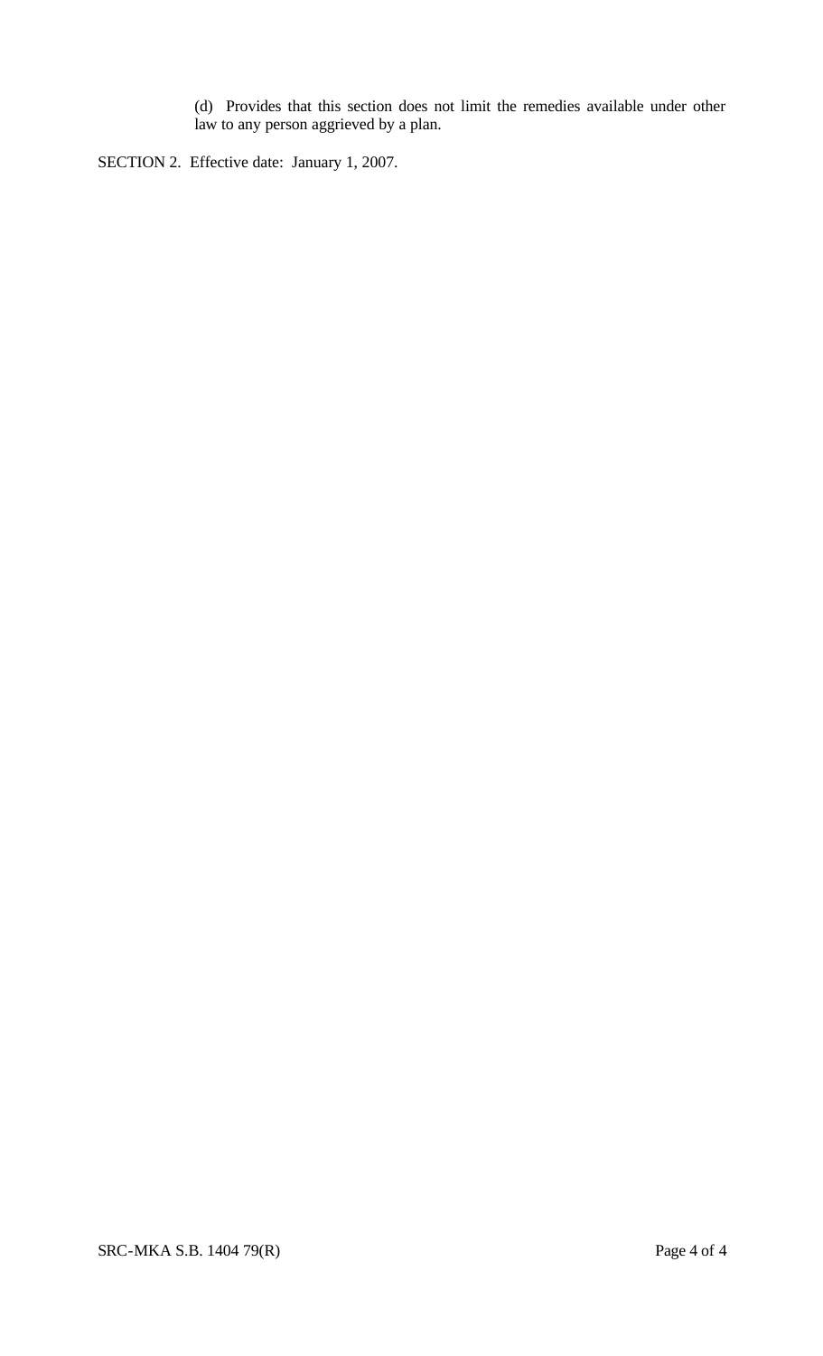(d) Provides that this section does not limit the remedies available under other law to any person aggrieved by a plan.

SECTION 2. Effective date: January 1, 2007.